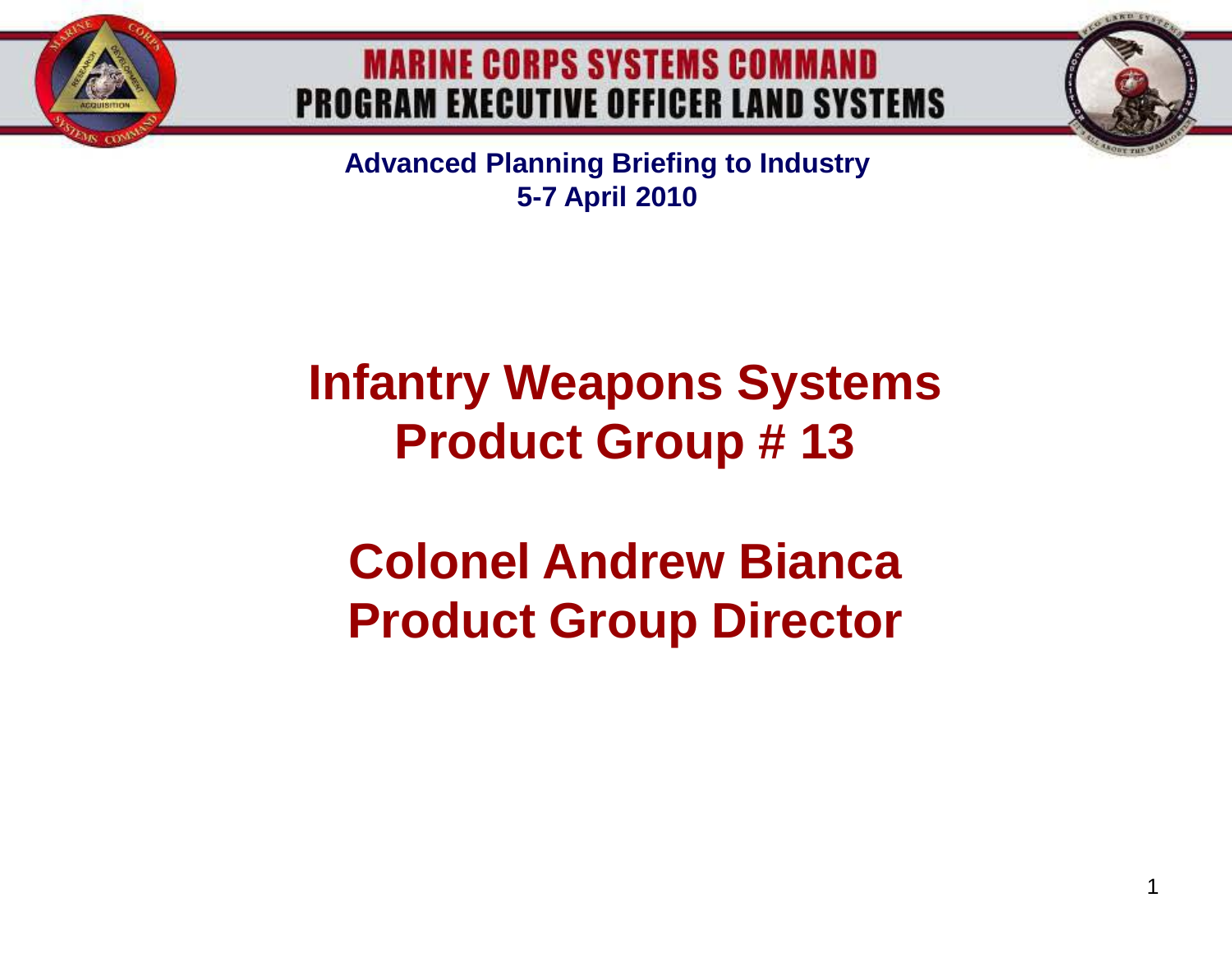# MARINE CORPS SYSTEMS COMMAND
# PROGRAM EXECUTIVE OFFICER LAND SYSTEMS

**Advanced Planning Briefing to Industry**
**5-7 April 2010**

## Infantry Weapons Systems
## Product Group # 13

## Colonel Andrew Bianca
## Product Group Director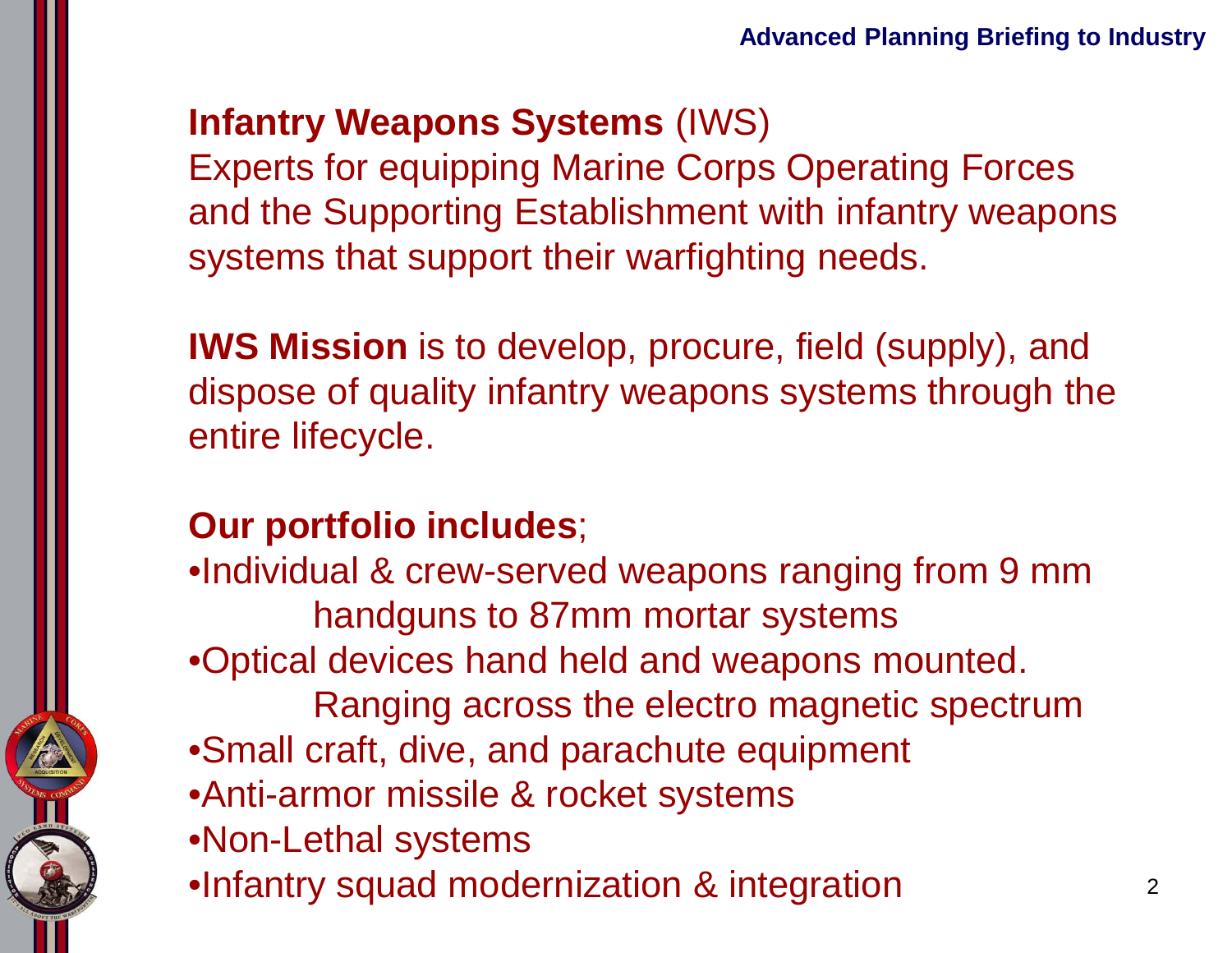**Infantry Weapons Systems** (IWS)
Experts for equipping Marine Corps Operating Forces and the Supporting Establishment with infantry weapons systems that support their warfighting needs.

**IWS Mission** is to develop, procure, field (supply), and dispose of quality infantry weapons systems through the entire lifecycle.

**Our portfolio includes**;

- Individual & crew-served weapons ranging from 9 mm handguns to 87mm mortar systems
- Optical devices hand held and weapons mounted. Ranging across the electro magnetic spectrum
- Small craft, dive, and parachute equipment
- Anti-armor missile & rocket systems
- Non-Lethal systems
- Infantry squad modernization & integration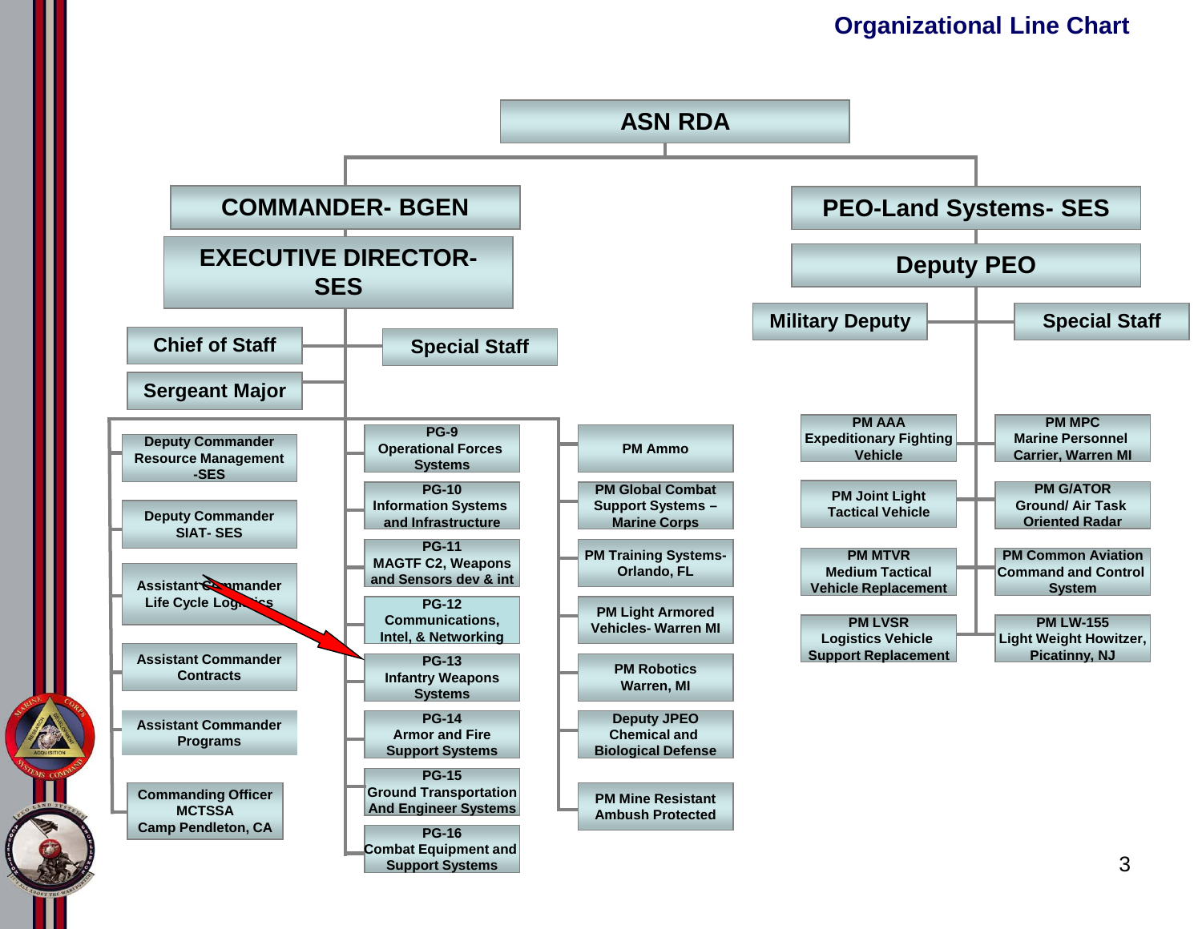# Organizational Line Chart

- **ASN RDA**
  - **COMMANDER- BGEN**
    - **EXECUTIVE DIRECTOR- SES**
      - Chief of Staff
      - Sergeant Major
      - Special Staff
      - Deputy Commander Resource Management -SES
      - Deputy Commander SIAT- SES
      - Assistant Commander Life Cycle Logistics
      - Assistant Commander Contracts
      - Assistant Commander Programs
      - Commanding Officer MCTSSA Camp Pendleton, CA
      - PG-9 Operational Forces Systems
      - PG-10 Information Systems and Infrastructure
      - PG-11 MAGTF C2, Weapons and Sensors dev & int
      - PG-12 Communications, Intel, & Networking
      - PG-13 Infantry Weapons Systems
      - PG-14 Armor and Fire Support Systems
      - PG-15 Ground Transportation And Engineer Systems
      - PG-16 Combat Equipment and Support Systems
      - PM Ammo
      - PM Global Combat Support Systems – Marine Corps
      - PM Training Systems- Orlando, FL
      - PM Light Armored Vehicles- Warren MI
      - PM Robotics Warren, MI
      - Deputy JPEO Chemical and Biological Defense
      - PM Mine Resistant Ambush Protected
  - **PEO-Land Systems- SES**
    - **Deputy PEO**
      - Military Deputy
      - Special Staff
      - PM AAA Expeditionary Fighting Vehicle
      - PM Joint Light Tactical Vehicle
      - PM MTVR Medium Tactical Vehicle Replacement
      - PM LVSR Logistics Vehicle Support Replacement
      - PM MPC Marine Personnel Carrier, Warren MI
      - PM G/ATOR Ground/ Air Task Oriented Radar
      - PM Common Aviation Command and Control System
      - PM LW-155 Light Weight Howitzer, Picatinny, NJ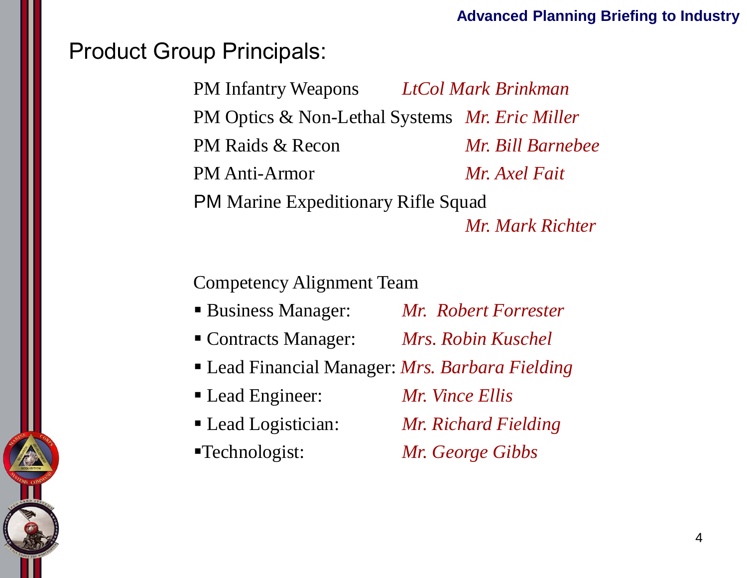## Product Group Principals:

PM Infantry Weapons *LtCol Mark Brinkman*

PM Optics & Non-Lethal Systems *Mr. Eric Miller*

PM Raids & Recon *Mr. Bill Barnebee*

PM Anti-Armor *Mr. Axel Fait*

PM Marine Expeditionary Rifle Squad *Mr. Mark Richter*

Competency Alignment Team

- Business Manager: *Mr. Robert Forrester*
- Contracts Manager: *Mrs. Robin Kuschel*
- Lead Financial Manager: *Mrs. Barbara Fielding*
- Lead Engineer: *Mr. Vince Ellis*
- Lead Logistician: *Mr. Richard Fielding*
- Technologist: *Mr. George Gibbs*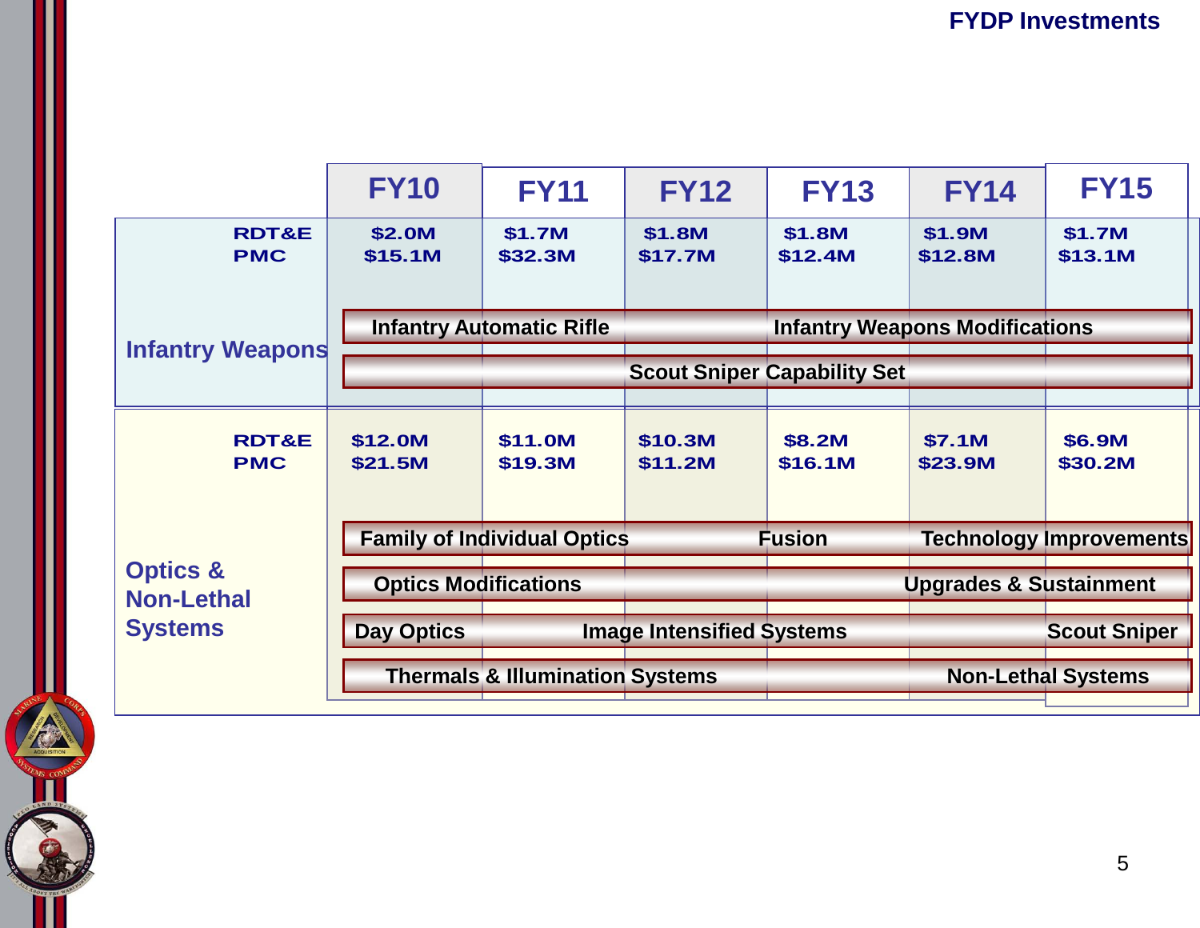# FYDP Investments

| | | FY10 | FY11 | FY12 | FY13 | FY14 | FY15 |
|---|---|---|---|---|---|---|---|
| **Infantry Weapons** | RDT&E | $2.0M | $1.7M | $1.8M | $1.8M | $1.9M | $1.7M |
| | PMC | $15.1M | $32.3M | $17.7M | $12.4M | $12.8M | $13.1M |
| **Optics & Non-Lethal Systems** | RDT&E | $12.0M | $11.0M | $10.3M | $8.2M | $7.1M | $6.9M |
| | PMC | $21.5M | $19.3M | $11.2M | $16.1M | $23.9M | $30.2M |

**Infantry Weapons:**

- Infantry Automatic Rifle — Infantry Weapons Modifications
- Scout Sniper Capability Set

**Optics & Non-Lethal Systems:**

- Family of Individual Optics — Fusion — Technology Improvements
- Optics Modifications — Upgrades & Sustainment
- Day Optics — Image Intensified Systems — Scout Sniper
- Thermals & Illumination Systems — Non-Lethal Systems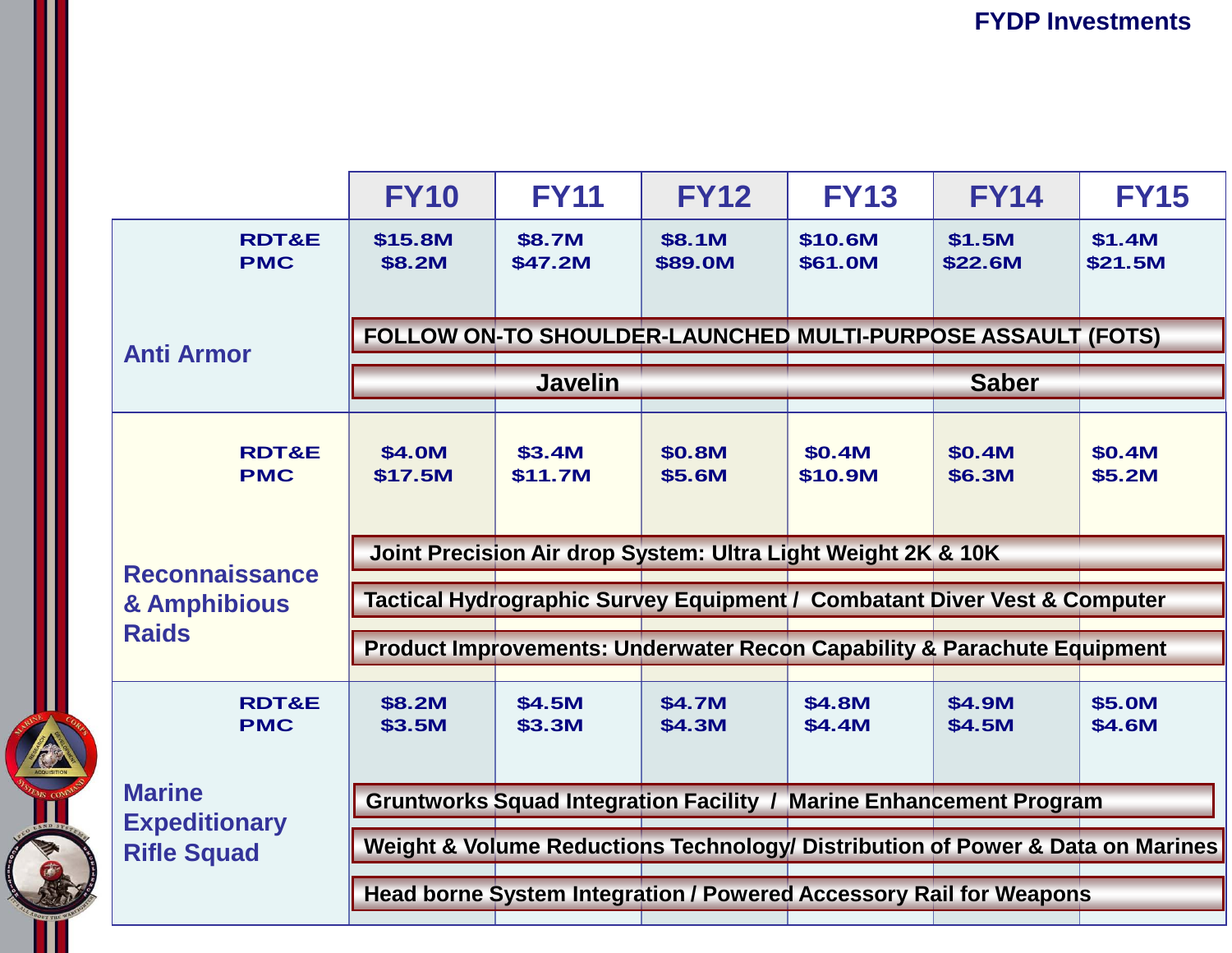# FYDP Investments

| | | FY10 | FY11 | FY12 | FY13 | FY14 | FY15 |
|---|---|---|---|---|---|---|---|
| Anti Armor | RDT&E | $15.8M | $8.7M | $8.1M | $10.6M | $1.5M | $1.4M |
| | PMC | $8.2M | $47.2M | $89.0M | $61.0M | $22.6M | $21.5M |
| Reconnaissance & Amphibious Raids | RDT&E | $4.0M | $3.4M | $0.8M | $0.4M | $0.4M | $0.4M |
| | PMC | $17.5M | $11.7M | $5.6M | $10.9M | $6.3M | $5.2M |
| Marine Expeditionary Rifle Squad | RDT&E | $8.2M | $4.5M | $4.7M | $4.8M | $4.9M | $5.0M |
| | PMC | $3.5M | $3.3M | $4.3M | $4.4M | $4.5M | $4.6M |

**Anti Armor**
- FOLLOW ON-TO SHOULDER-LAUNCHED MULTI-PURPOSE ASSAULT (FOTS)
- Javelin
- Saber

**Reconnaissance & Amphibious Raids**
- Joint Precision Air drop System: Ultra Light Weight 2K & 10K
- Tactical Hydrographic Survey Equipment / Combatant Diver Vest & Computer
- Product Improvements: Underwater Recon Capability & Parachute Equipment

**Marine Expeditionary Rifle Squad**
- Gruntworks Squad Integration Facility / Marine Enhancement Program
- Weight & Volume Reductions Technology/ Distribution of Power & Data on Marines
- Head borne System Integration / Powered Accessory Rail for Weapons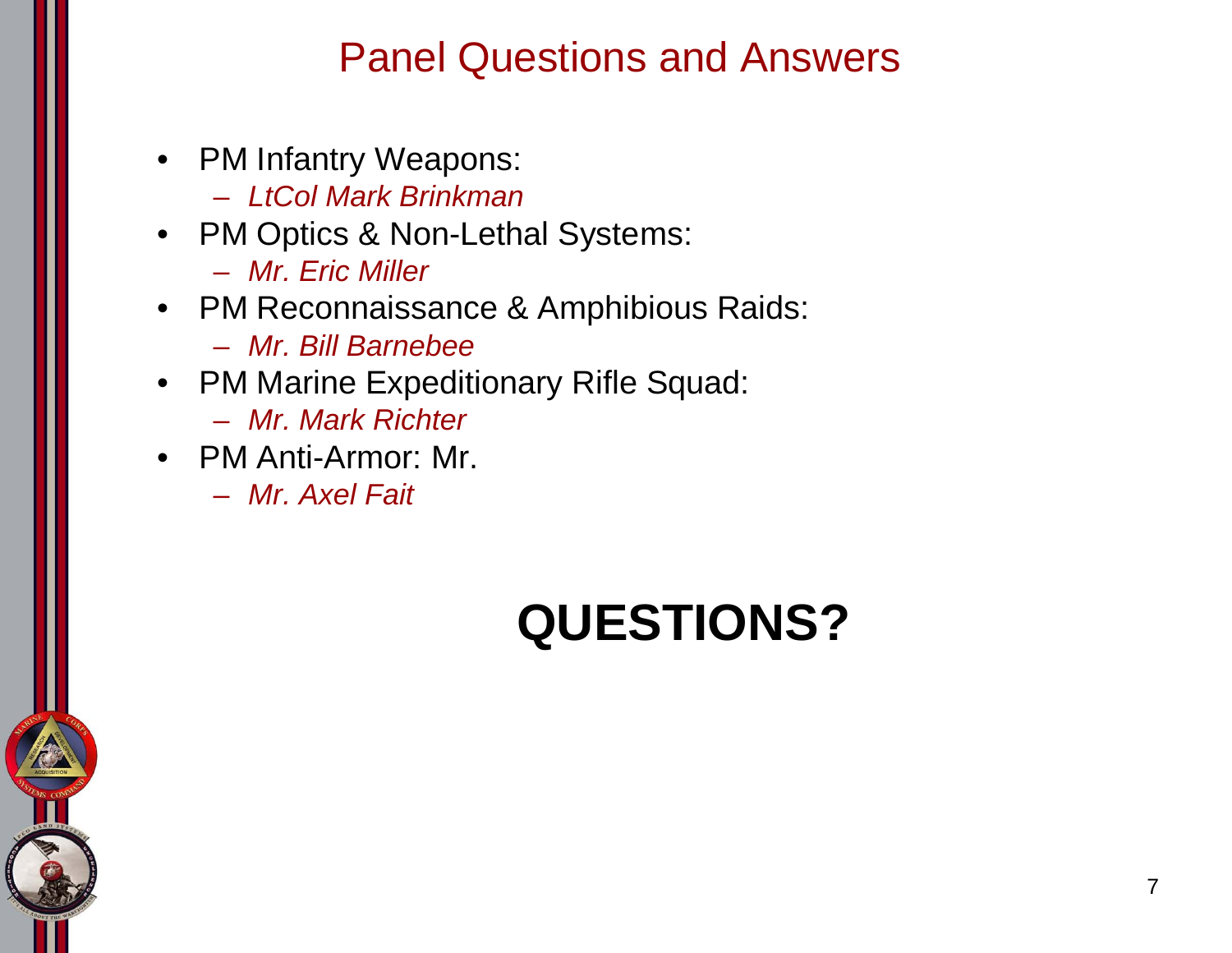# Panel Questions and Answers

- PM Infantry Weapons:
  - *LtCol Mark Brinkman*
- PM Optics & Non-Lethal Systems:
  - *Mr. Eric Miller*
- PM Reconnaissance & Amphibious Raids:
  - *Mr. Bill Barnebee*
- PM Marine Expeditionary Rifle Squad:
  - *Mr. Mark Richter*
- PM Anti-Armor: Mr.
  - *Mr. Axel Fait*

**QUESTIONS?**